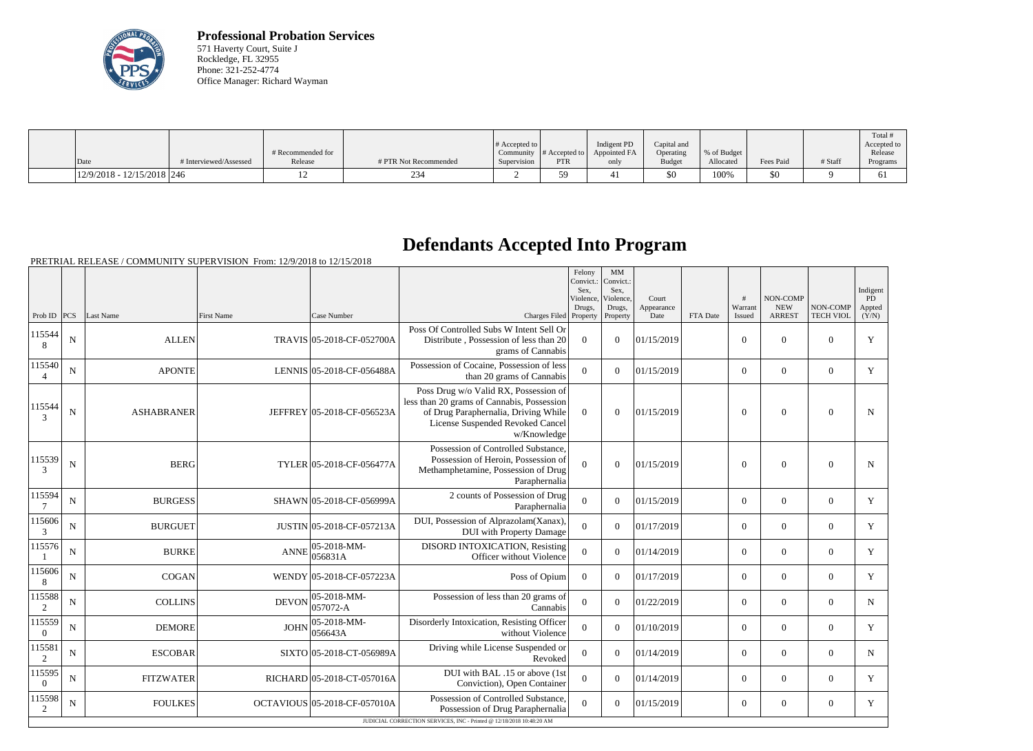**Professional Probation Services**
571 Haverty Court, Suite J
Rockledge, FL 32955
Phone: 321-252-4774
Office Manager: Richard Wayman

| Date | # Interviewed/Assessed | # Recommended for Release | # PTR Not Recommended | # Accepted to Community Supervision | # Accepted to PTR | Indigent PD Appointed FA only | Capital and Operating Budget | % of Budget Allocated | Fees Paid | # Staff | Total # Accepted to Release Programs |
|---|---|---|---|---|---|---|---|---|---|---|---|
| 12/9/2018 - 12/15/2018 | 246 | 12 | 234 | 2 | 59 | 41 | $0 | 100% | $0 | 9 | 61 |

# Defendants Accepted Into Program

PRETRIAL RELEASE / COMMUNITY SUPERVISION From: 12/9/2018 to 12/15/2018

| Prob ID | PCS | Last Name | First Name | Case Number | Charges Filed | Felony Convict.: Sex, Violence, Drugs, Property | MM Convict.: Sex, Violence, Drugs, Property | Court Appearance Date | FTA Date | # Warrant Issued | NON-COMP NEW ARREST | NON-COMP TECH VIOL | Indigent PD Appted (Y/N) |
|---|---|---|---|---|---|---|---|---|---|---|---|---|---|
| 1155448 | N | ALLEN | TRAVIS | 05-2018-CF-052700A | Poss Of Controlled Subs W Intent Sell Or Distribute , Possession of less than 20 grams of Cannabis | 0 | 0 | 01/15/2019 | | 0 | 0 | 0 | Y |
| 1155404 | N | APONTE | LENNIS | 05-2018-CF-056488A | Possession of Cocaine, Possession of less than 20 grams of Cannabis | 0 | 0 | 01/15/2019 | | 0 | 0 | 0 | Y |
| 1155443 | N | ASHABRANER | JEFFREY | 05-2018-CF-056523A | Poss Drug w/o Valid RX, Possession of less than 20 grams of Cannabis, Possession of Drug Paraphernalia, Driving While License Suspended Revoked Cancel w/Knowledge | 0 | 0 | 01/15/2019 | | 0 | 0 | 0 | N |
| 1155393 | N | BERG | TYLER | 05-2018-CF-056477A | Possession of Controlled Substance, Possession of Heroin, Possession of Methamphetamine, Possession of Drug Paraphernalia | 0 | 0 | 01/15/2019 | | 0 | 0 | 0 | N |
| 1155947 | N | BURGESS | SHAWN | 05-2018-CF-056999A | 2 counts of Possession of Drug Paraphernalia | 0 | 0 | 01/15/2019 | | 0 | 0 | 0 | Y |
| 1156063 | N | BURGUET | JUSTIN | 05-2018-CF-057213A | DUI, Possession of Alprazolam(Xanax), DUI with Property Damage | 0 | 0 | 01/17/2019 | | 0 | 0 | 0 | Y |
| 1155761 | N | BURKE | ANNE | 05-2018-MM-056831A | DISORD INTOXICATION, Resisting Officer without Violence | 0 | 0 | 01/14/2019 | | 0 | 0 | 0 | Y |
| 1156068 | N | COGAN | WENDY | 05-2018-CF-057223A | Poss of Opium | 0 | 0 | 01/17/2019 | | 0 | 0 | 0 | Y |
| 1155882 | N | COLLINS | DEVON | 05-2018-MM-057072-A | Possession of less than 20 grams of Cannabis | 0 | 0 | 01/22/2019 | | 0 | 0 | 0 | N |
| 1155590 | N | DEMORE | JOHN | 05-2018-MM-056643A | Disorderly Intoxication, Resisting Officer without Violence | 0 | 0 | 01/10/2019 | | 0 | 0 | 0 | Y |
| 1155812 | N | ESCOBAR | SIXTO | 05-2018-CT-056989A | Driving while License Suspended or Revoked | 0 | 0 | 01/14/2019 | | 0 | 0 | 0 | N |
| 1155950 | N | FITZWATER | RICHARD | 05-2018-CT-057016A | DUI with BAL .15 or above (1st Conviction), Open Container | 0 | 0 | 01/14/2019 | | 0 | 0 | 0 | Y |
| 1155982 | N | FOULKES | OCTAVIOUS | 05-2018-CF-057010A | Possession of Controlled Substance, Possession of Drug Paraphernalia | 0 | 0 | 01/15/2019 | | 0 | 0 | 0 | Y |

JUDICIAL CORRECTION SERVICES, INC - Printed @ 12/18/2018 10:48:20 AM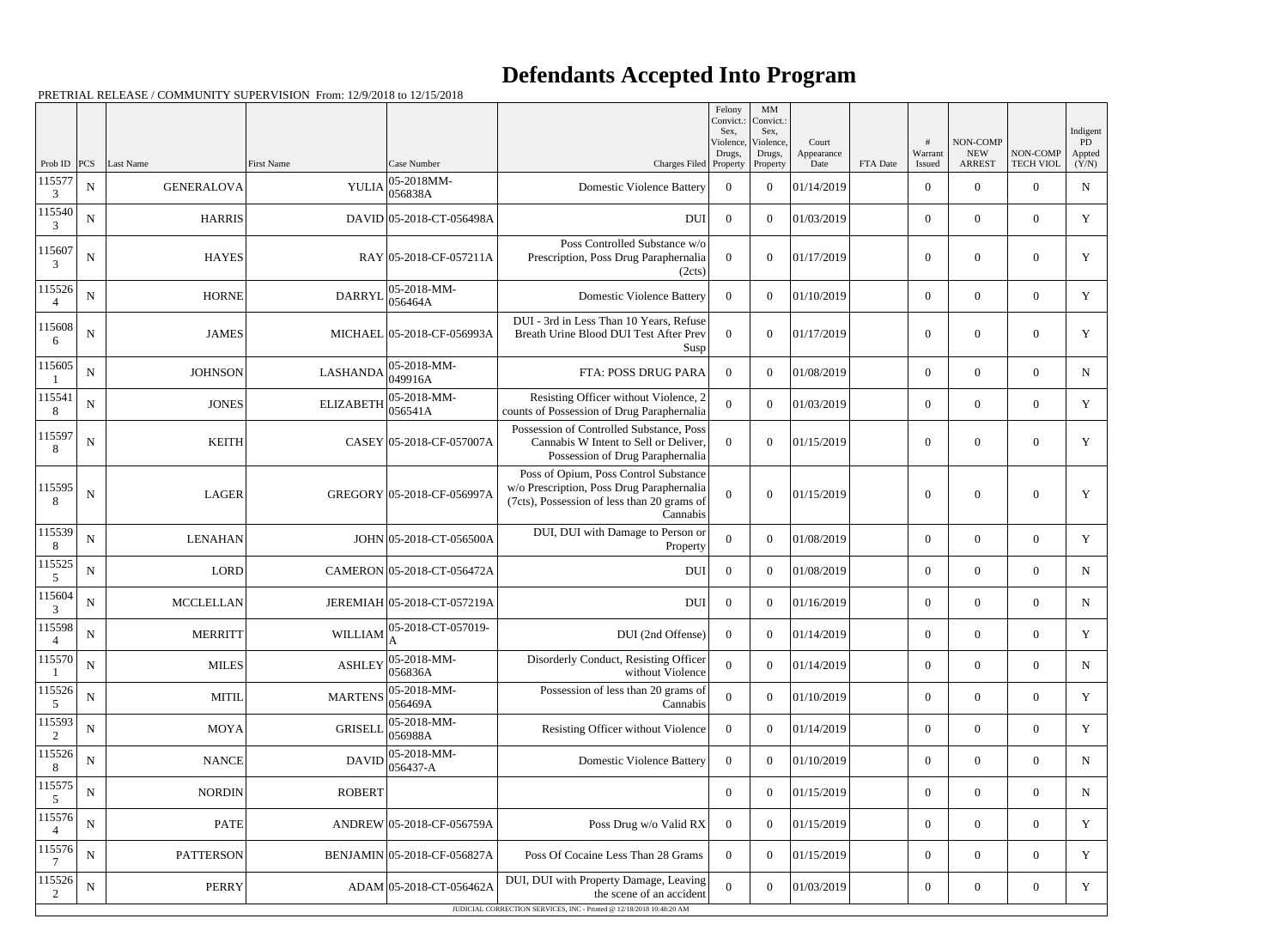# Defendants Accepted Into Program

PRETRIAL RELEASE / COMMUNITY SUPERVISION From: 12/9/2018 to 12/15/2018

| Prob ID | PCS | Last Name | First Name | Case Number | Charges Filed | Felony Convict.: Sex, Violence, Drugs, Property | MM Convict.: Sex, Violence, Drugs, Property | Court Appearance Date | FTA Date | # Warrant Issued | NON-COMP NEW ARREST | NON-COMP TECH VIOL | Indigent PD Appted (Y/N) |
|---|---|---|---|---|---|---|---|---|---|---|---|---|---|
| 1155773 | N | GENERALOVA | YULIA | 05-2018MM-056838A | Domestic Violence Battery | 0 | 0 | 01/14/2019 | | 0 | 0 | 0 | N |
| 1155403 | N | HARRIS | DAVID | 05-2018-CT-056498A | DUI | 0 | 0 | 01/03/2019 | | 0 | 0 | 0 | Y |
| 1156073 | N | HAYES | RAY | 05-2018-CF-057211A | Poss Controlled Substance w/o Prescription, Poss Drug Paraphernalia (2cts) | 0 | 0 | 01/17/2019 | | 0 | 0 | 0 | Y |
| 1155264 | N | HORNE | DARRYL | 05-2018-MM-056464A | Domestic Violence Battery | 0 | 0 | 01/10/2019 | | 0 | 0 | 0 | Y |
| 1156086 | N | JAMES | MICHAEL | 05-2018-CF-056993A | DUI - 3rd in Less Than 10 Years, Refuse Breath Urine Blood DUI Test After Prev Susp | 0 | 0 | 01/17/2019 | | 0 | 0 | 0 | Y |
| 1156051 | N | JOHNSON | LASHANDA | 05-2018-MM-049916A | FTA: POSS DRUG PARA | 0 | 0 | 01/08/2019 | | 0 | 0 | 0 | N |
| 1155418 | N | JONES | ELIZABETH | 05-2018-MM-056541A | Resisting Officer without Violence, 2 counts of Possession of Drug Paraphernalia | 0 | 0 | 01/03/2019 | | 0 | 0 | 0 | Y |
| 1155978 | N | KEITH | CASEY | 05-2018-CF-057007A | Possession of Controlled Substance, Poss Cannabis W Intent to Sell or Deliver, Possession of Drug Paraphernalia | 0 | 0 | 01/15/2019 | | 0 | 0 | 0 | Y |
| 1155958 | N | LAGER | GREGORY | 05-2018-CF-056997A | Poss of Opium, Poss Control Substance w/o Prescription, Poss Drug Paraphernalia (7cts), Possession of less than 20 grams of Cannabis | 0 | 0 | 01/15/2019 | | 0 | 0 | 0 | Y |
| 1155398 | N | LENAHAN | JOHN | 05-2018-CT-056500A | DUI, DUI with Damage to Person or Property | 0 | 0 | 01/08/2019 | | 0 | 0 | 0 | Y |
| 1155255 | N | LORD | CAMERON | 05-2018-CT-056472A | DUI | 0 | 0 | 01/08/2019 | | 0 | 0 | 0 | N |
| 1156043 | N | MCCLELLAN | JEREMIAH | 05-2018-CT-057219A | DUI | 0 | 0 | 01/16/2019 | | 0 | 0 | 0 | N |
| 1155984 | N | MERRITT | WILLIAM | 05-2018-CT-057019-A | DUI (2nd Offense) | 0 | 0 | 01/14/2019 | | 0 | 0 | 0 | Y |
| 1155701 | N | MILES | ASHLEY | 05-2018-MM-056836A | Disorderly Conduct, Resisting Officer without Violence | 0 | 0 | 01/14/2019 | | 0 | 0 | 0 | N |
| 1155265 | N | MITIL | MARTENS | 05-2018-MM-056469A | Possession of less than 20 grams of Cannabis | 0 | 0 | 01/10/2019 | | 0 | 0 | 0 | Y |
| 1155932 | N | MOYA | GRISELL | 05-2018-MM-056988A | Resisting Officer without Violence | 0 | 0 | 01/14/2019 | | 0 | 0 | 0 | Y |
| 1155268 | N | NANCE | DAVID | 05-2018-MM-056437-A | Domestic Violence Battery | 0 | 0 | 01/10/2019 | | 0 | 0 | 0 | N |
| 1155755 | N | NORDIN | ROBERT | | | 0 | 0 | 01/15/2019 | | 0 | 0 | 0 | N |
| 1155764 | N | PATE | ANDREW | 05-2018-CF-056759A | Poss Drug w/o Valid RX | 0 | 0 | 01/15/2019 | | 0 | 0 | 0 | Y |
| 1155767 | N | PATTERSON | BENJAMIN | 05-2018-CF-056827A | Poss Of Cocaine Less Than 28 Grams | 0 | 0 | 01/15/2019 | | 0 | 0 | 0 | Y |
| 1155262 | N | PERRY | ADAM | 05-2018-CT-056462A | DUI, DUI with Property Damage, Leaving the scene of an accident | 0 | 0 | 01/03/2019 | | 0 | 0 | 0 | Y |

JUDICIAL CORRECTION SERVICES, INC - Printed @ 12/18/2018 10:48:20 AM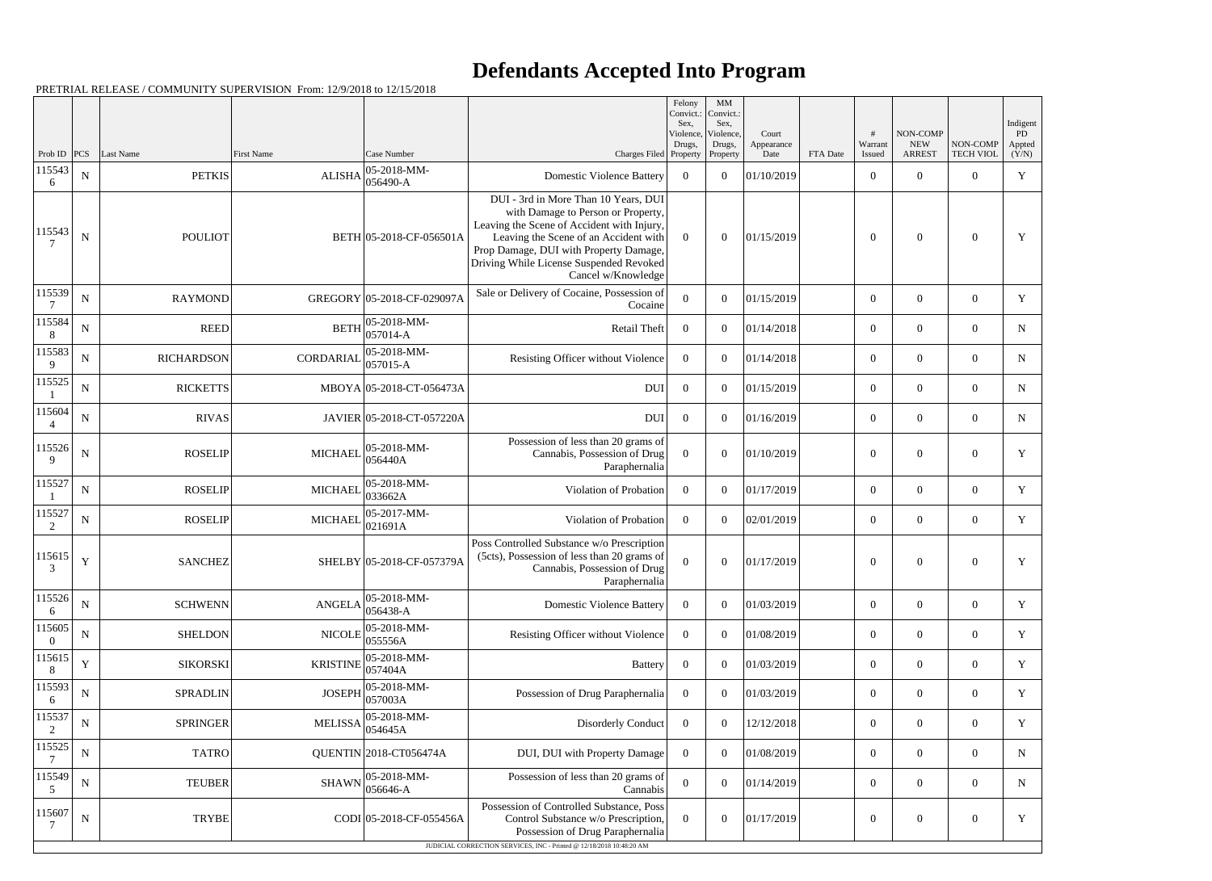# Defendants Accepted Into Program

PRETRIAL RELEASE / COMMUNITY SUPERVISION From: 12/9/2018 to 12/15/2018

| Prob ID | PCS | Last Name | First Name | Case Number | Charges Filed | Felony Convict.: Sex, Violence, Drugs, Property | MM Convict.: Sex, Violence, Drugs, Property | Court Appearance Date | FTA Date | # Warrant Issued | NON-COMP NEW ARREST | NON-COMP TECH VIOL | Indigent PD Appted (Y/N) |
|---|---|---|---|---|---|---|---|---|---|---|---|---|---|
| 1155436 | N | PETKIS | ALISHA | 05-2018-MM-056490-A | Domestic Violence Battery | 0 | 0 | 01/10/2019 | | 0 | 0 | 0 | Y |
| 1155437 | N | POULIOT | BETH | 05-2018-CF-056501A | DUI - 3rd in More Than 10 Years, DUI with Damage to Person or Property, Leaving the Scene of Accident with Injury, Leaving the Scene of an Accident with Prop Damage, DUI with Property Damage, Driving While License Suspended Revoked Cancel w/Knowledge | 0 | 0 | 01/15/2019 | | 0 | 0 | 0 | Y |
| 1155397 | N | RAYMOND | GREGORY | 05-2018-CF-029097A | Sale or Delivery of Cocaine, Possession of Cocaine | 0 | 0 | 01/15/2019 | | 0 | 0 | 0 | Y |
| 1155848 | N | REED | BETH | 05-2018-MM-057014-A | Retail Theft | 0 | 0 | 01/14/2018 | | 0 | 0 | 0 | N |
| 1155839 | N | RICHARDSON | CORDARIAL | 05-2018-MM-057015-A | Resisting Officer without Violence | 0 | 0 | 01/14/2018 | | 0 | 0 | 0 | N |
| 1155251 | N | RICKETTS | MBOYA | 05-2018-CT-056473A | DUI | 0 | 0 | 01/15/2019 | | 0 | 0 | 0 | N |
| 1156044 | N | RIVAS | JAVIER | 05-2018-CT-057220A | DUI | 0 | 0 | 01/16/2019 | | 0 | 0 | 0 | N |
| 1155269 | N | ROSELIP | MICHAEL | 05-2018-MM-056440A | Possession of less than 20 grams of Cannabis, Possession of Drug Paraphernalia | 0 | 0 | 01/10/2019 | | 0 | 0 | 0 | Y |
| 1155271 | N | ROSELIP | MICHAEL | 05-2018-MM-033662A | Violation of Probation | 0 | 0 | 01/17/2019 | | 0 | 0 | 0 | Y |
| 1155272 | N | ROSELIP | MICHAEL | 05-2017-MM-021691A | Violation of Probation | 0 | 0 | 02/01/2019 | | 0 | 0 | 0 | Y |
| 1156153 | Y | SANCHEZ | SHELBY | 05-2018-CF-057379A | Poss Controlled Substance w/o Prescription (5cts), Possession of less than 20 grams of Cannabis, Possession of Drug Paraphernalia | 0 | 0 | 01/17/2019 | | 0 | 0 | 0 | Y |
| 1155266 | N | SCHWENN | ANGELA | 05-2018-MM-056438-A | Domestic Violence Battery | 0 | 0 | 01/03/2019 | | 0 | 0 | 0 | Y |
| 1156050 | N | SHELDON | NICOLE | 05-2018-MM-055556A | Resisting Officer without Violence | 0 | 0 | 01/08/2019 | | 0 | 0 | 0 | Y |
| 1156158 | Y | SIKORSKI | KRISTINE | 05-2018-MM-057404A | Battery | 0 | 0 | 01/03/2019 | | 0 | 0 | 0 | Y |
| 1155936 | N | SPRADLIN | JOSEPH | 05-2018-MM-057003A | Possession of Drug Paraphernalia | 0 | 0 | 01/03/2019 | | 0 | 0 | 0 | Y |
| 1155372 | N | SPRINGER | MELISSA | 05-2018-MM-054645A | Disorderly Conduct | 0 | 0 | 12/12/2018 | | 0 | 0 | 0 | Y |
| 1155257 | N | TATRO | QUENTIN | 2018-CT056474A | DUI, DUI with Property Damage | 0 | 0 | 01/08/2019 | | 0 | 0 | 0 | N |
| 1155495 | N | TEUBER | SHAWN | 05-2018-MM-056646-A | Possession of less than 20 grams of Cannabis | 0 | 0 | 01/14/2019 | | 0 | 0 | 0 | N |
| 1156077 | N | TRYBE | CODI | 05-2018-CF-055456A | Possession of Controlled Substance, Poss Control Substance w/o Prescription, Possession of Drug Paraphernalia | 0 | 0 | 01/17/2019 | | 0 | 0 | 0 | Y |

JUDICIAL CORRECTION SERVICES, INC - Printed @ 12/18/2018 10:48:20 AM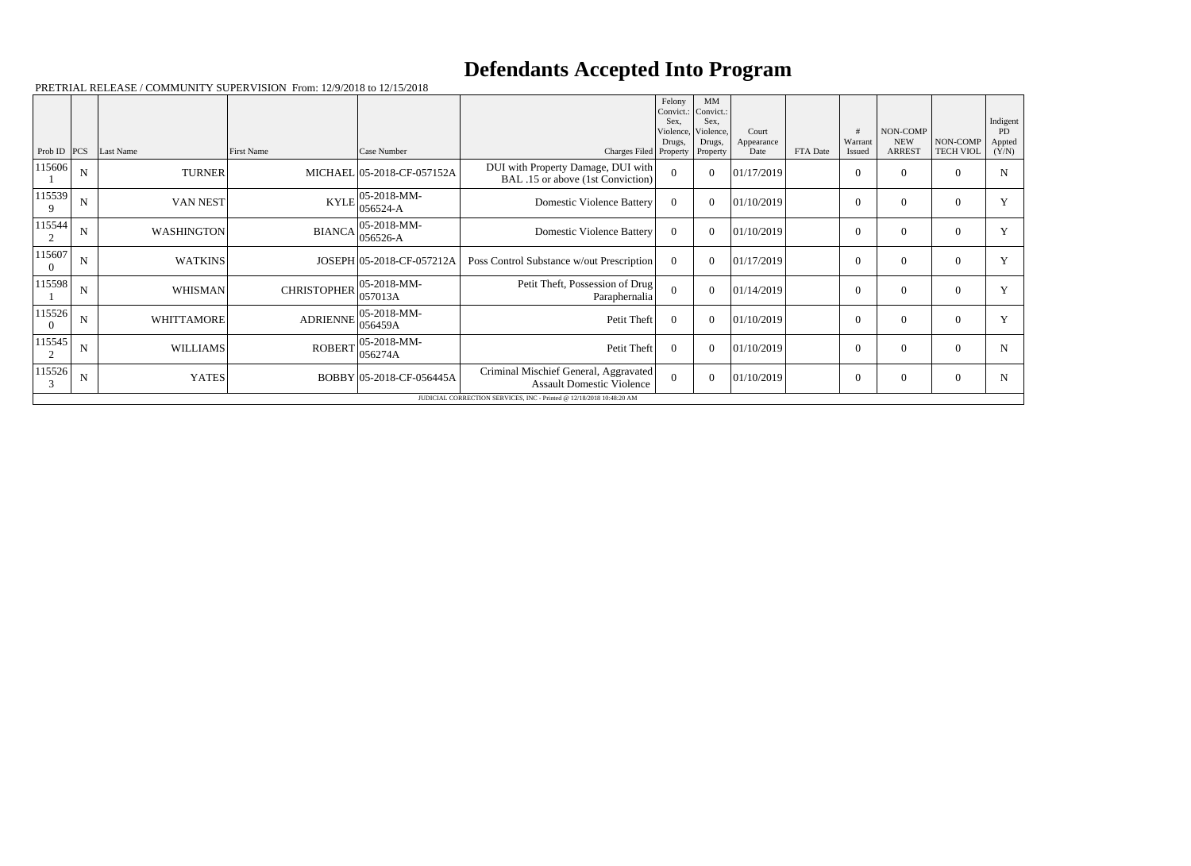# Defendants Accepted Into Program

PRETRIAL RELEASE / COMMUNITY SUPERVISION From: 12/9/2018 to 12/15/2018

| Prob ID | PCS | Last Name | First Name | Case Number | Charges Filed | Felony Convict.: Sex, Violence, Drugs, Property | MM Convict.: Sex, Violence, Drugs, Property | Court Appearance Date | FTA Date | # Warrant Issued | NON-COMP NEW ARREST | NON-COMP TECH VIOL | Indigent PD Appted (Y/N) |
|---|---|---|---|---|---|---|---|---|---|---|---|---|---|
| 1156061 | N | TURNER | MICHAEL | 05-2018-CF-057152A | DUI with Property Damage, DUI with BAL .15 or above (1st Conviction) | 0 | 0 | 01/17/2019 | | 0 | 0 | 0 | N |
| 1155399 | N | VAN NEST | KYLE | 05-2018-MM-056524-A | Domestic Violence Battery | 0 | 0 | 01/10/2019 | | 0 | 0 | 0 | Y |
| 1155442 | N | WASHINGTON | BIANCA | 05-2018-MM-056526-A | Domestic Violence Battery | 0 | 0 | 01/10/2019 | | 0 | 0 | 0 | Y |
| 1156070 | N | WATKINS | JOSEPH | 05-2018-CF-057212A | Poss Control Substance w/out Prescription | 0 | 0 | 01/17/2019 | | 0 | 0 | 0 | Y |
| 1155981 | N | WHISMAN | CHRISTOPHER | 05-2018-MM-057013A | Petit Theft, Possession of Drug Paraphernalia | 0 | 0 | 01/14/2019 | | 0 | 0 | 0 | Y |
| 1155260 | N | WHITTAMORE | ADRIENNE | 05-2018-MM-056459A | Petit Theft | 0 | 0 | 01/10/2019 | | 0 | 0 | 0 | Y |
| 1155452 | N | WILLIAMS | ROBERT | 05-2018-MM-056274A | Petit Theft | 0 | 0 | 01/10/2019 | | 0 | 0 | 0 | N |
| 1155263 | N | YATES | BOBBY | 05-2018-CF-056445A | Criminal Mischief General, Aggravated Assault Domestic Violence | 0 | 0 | 01/10/2019 | | 0 | 0 | 0 | N |

JUDICIAL CORRECTION SERVICES, INC - Printed @ 12/18/2018 10:48:20 AM